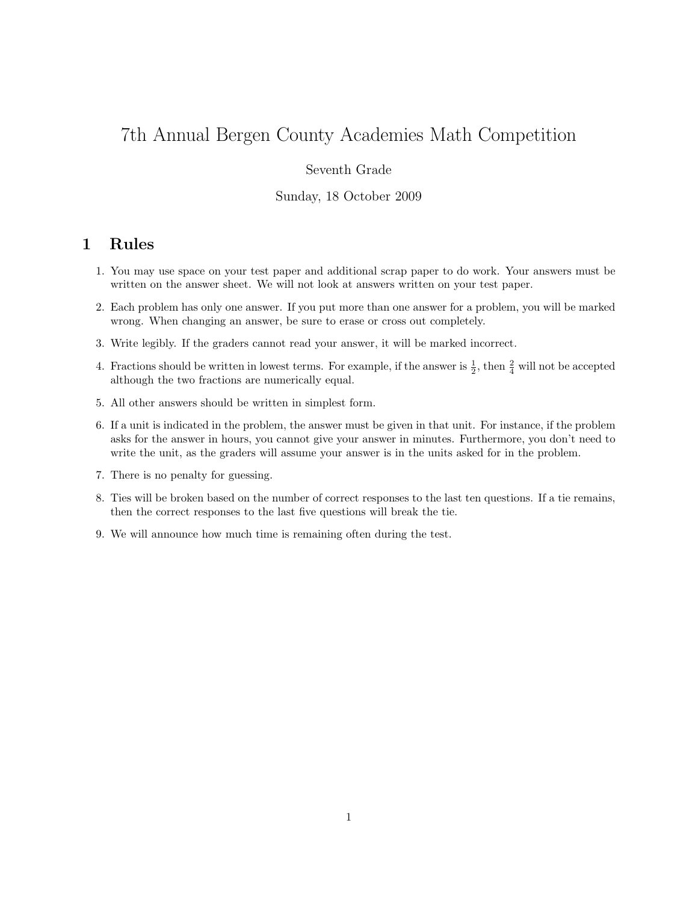# 7th Annual Bergen County Academies Math Competition

Seventh Grade

Sunday, 18 October 2009

## 1 Rules

1. You may use space on your test paper and additional scrap paper to do work. Your answers must be written on the answer sheet. We will not look at answers written on your test paper.
2. Each problem has only one answer. If you put more than one answer for a problem, you will be marked wrong. When changing an answer, be sure to erase or cross out completely.
3. Write legibly. If the graders cannot read your answer, it will be marked incorrect.
4. Fractions should be written in lowest terms. For example, if the answer is $\frac{1}{2}$, then $\frac{2}{4}$ will not be accepted although the two fractions are numerically equal.
5. All other answers should be written in simplest form.
6. If a unit is indicated in the problem, the answer must be given in that unit. For instance, if the problem asks for the answer in hours, you cannot give your answer in minutes. Furthermore, you don't need to write the unit, as the graders will assume your answer is in the units asked for in the problem.
7. There is no penalty for guessing.
8. Ties will be broken based on the number of correct responses to the last ten questions. If a tie remains, then the correct responses to the last five questions will break the tie.
9. We will announce how much time is remaining often during the test.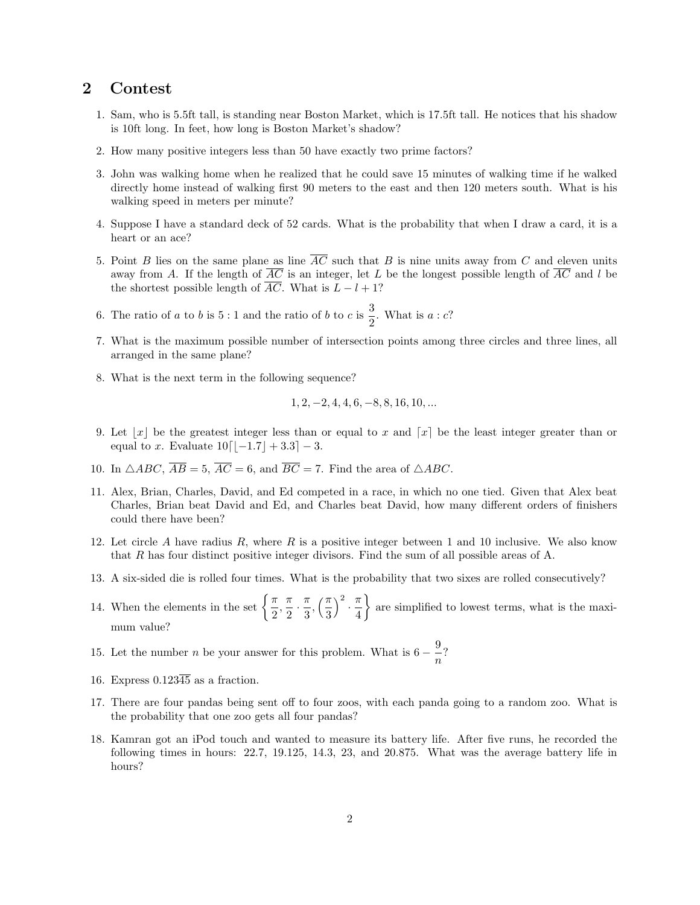## 2 Contest

1. Sam, who is 5.5ft tall, is standing near Boston Market, which is 17.5ft tall. He notices that his shadow is 10ft long. In feet, how long is Boston Market's shadow?

2. How many positive integers less than 50 have exactly two prime factors?

3. John was walking home when he realized that he could save 15 minutes of walking time if he walked directly home instead of walking first 90 meters to the east and then 120 meters south. What is his walking speed in meters per minute?

4. Suppose I have a standard deck of 52 cards. What is the probability that when I draw a card, it is a heart or an ace?

5. Point $B$ lies on the same plane as line $\overline{AC}$ such that $B$ is nine units away from $C$ and eleven units away from $A$. If the length of $\overline{AC}$ is an integer, let $L$ be the longest possible length of $\overline{AC}$ and $l$ be the shortest possible length of $\overline{AC}$. What is $L - l + 1$?

6. The ratio of $a$ to $b$ is $5:1$ and the ratio of $b$ to $c$ is $\dfrac{3}{2}$. What is $a:c$?

7. What is the maximum possible number of intersection points among three circles and three lines, all arranged in the same plane?

8. What is the next term in the following sequence?

$$1, 2, -2, 4, 4, 6, -8, 8, 16, 10, ...$$

9. Let $\lfloor x \rfloor$ be the greatest integer less than or equal to $x$ and $\lceil x \rceil$ be the least integer greater than or equal to $x$. Evaluate $10\lceil \lfloor -1.7 \rfloor + 3.3 \rceil - 3$.

10. In $\triangle ABC$, $\overline{AB} = 5$, $\overline{AC} = 6$, and $\overline{BC} = 7$. Find the area of $\triangle ABC$.

11. Alex, Brian, Charles, David, and Ed competed in a race, in which no one tied. Given that Alex beat Charles, Brian beat David and Ed, and Charles beat David, how many different orders of finishers could there have been?

12. Let circle $A$ have radius $R$, where $R$ is a positive integer between 1 and 10 inclusive. We also know that $R$ has four distinct positive integer divisors. Find the sum of all possible areas of A.

13. A six-sided die is rolled four times. What is the probability that two sixes are rolled consecutively?

14. When the elements in the set $\left\{ \dfrac{\pi}{2}, \dfrac{\pi}{2} \cdot \dfrac{\pi}{3}, \left(\dfrac{\pi}{3}\right)^2 \cdot \dfrac{\pi}{4} \right\}$ are simplified to lowest terms, what is the maximum value?

15. Let the number $n$ be your answer for this problem. What is $6 - \dfrac{9}{n}$?

16. Express $0.123\overline{45}$ as a fraction.

17. There are four pandas being sent off to four zoos, with each panda going to a random zoo. What is the probability that one zoo gets all four pandas?

18. Kamran got an iPod touch and wanted to measure its battery life. After five runs, he recorded the following times in hours: 22.7, 19.125, 14.3, 23, and 20.875. What was the average battery life in hours?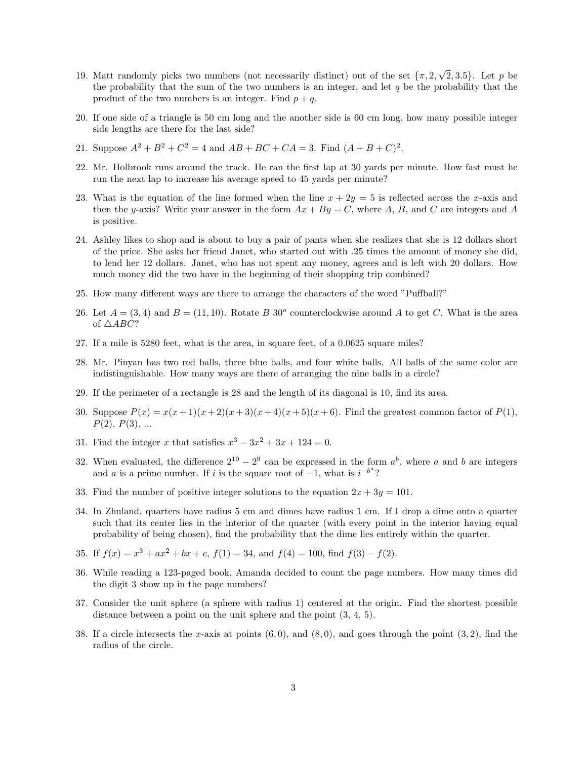19. Matt randomly picks two numbers (not necessarily distinct) out of the set $\{\pi, 2, \sqrt{2}, 3.5\}$. Let $p$ be the probability that the sum of the two numbers is an integer, and let $q$ be the probability that the product of the two numbers is an integer. Find $p + q$.

20. If one side of a triangle is 50 cm long and the another side is 60 cm long, how many possible integer side lengths are there for the last side?

21. Suppose $A^2 + B^2 + C^2 = 4$ and $AB + BC + CA = 3$. Find $(A + B + C)^2$.

22. Mr. Holbrook runs around the track. He ran the first lap at 30 yards per minute. How fast must he run the next lap to increase his average speed to 45 yards per minute?

23. What is the equation of the line formed when the line $x + 2y = 5$ is reflected across the $x$-axis and then the $y$-axis? Write your answer in the form $Ax + By = C$, where $A$, $B$, and $C$ are integers and $A$ is positive.

24. Ashley likes to shop and is about to buy a pair of pants when she realizes that she is 12 dollars short of the price. She asks her friend Janet, who started out with .25 times the amount of money she did, to lend her 12 dollars. Janet, who has not spent any money, agrees and is left with 20 dollars. How much money did the two have in the beginning of their shopping trip combined?

25. How many different ways are there to arrange the characters of the word "Puffball?"

26. Let $A = (3, 4)$ and $B = (11, 10)$. Rotate $B$ $30^o$ counterclockwise around $A$ to get $C$. What is the area of $\triangle ABC$?

27. If a mile is 5280 feet, what is the area, in square feet, of a 0.0625 square miles?

28. Mr. Pinyan has two red balls, three blue balls, and four white balls. All balls of the same color are indistinguishable. How many ways are there of arranging the nine balls in a circle?

29. If the perimeter of a rectangle is 28 and the length of its diagonal is 10, find its area.

30. Suppose $P(x) = x(x+1)(x+2)(x+3)(x+4)(x+5)(x+6)$. Find the greatest common factor of $P(1)$, $P(2)$, $P(3)$, ...

31. Find the integer $x$ that satisfies $x^3 - 3x^2 + 3x + 124 = 0$.

32. When evaluated, the difference $2^{10} - 2^9$ can be expressed in the form $a^b$, where $a$ and $b$ are integers and $a$ is a prime number. If $i$ is the square root of $-1$, what is $i^{-b^a}$?

33. Find the number of positive integer solutions to the equation $2x + 3y = 101$.

34. In Zhuland, quarters have radius 5 cm and dimes have radius 1 cm. If I drop a dime onto a quarter such that its center lies in the interior of the quarter (with every point in the interior having equal probability of being chosen), find the probability that the dime lies entirely within the quarter.

35. If $f(x) = x^3 + ax^2 + bx + c$, $f(1) = 34$, and $f(4) = 100$, find $f(3) - f(2)$.

36. While reading a 123-paged book, Amanda decided to count the page numbers. How many times did the digit 3 show up in the page numbers?

37. Consider the unit sphere (a sphere with radius 1) centered at the origin. Find the shortest possible distance between a point on the unit sphere and the point (3, 4, 5).

38. If a circle intersects the $x$-axis at points $(6, 0)$, and $(8, 0)$, and goes through the point $(3, 2)$, find the radius of the circle.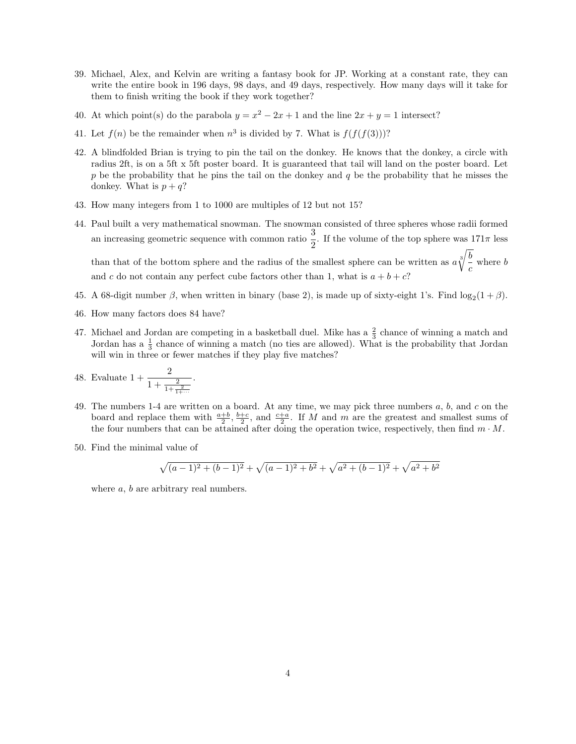39. Michael, Alex, and Kelvin are writing a fantasy book for JP. Working at a constant rate, they can write the entire book in 196 days, 98 days, and 49 days, respectively. How many days will it take for them to finish writing the book if they work together?

40. At which point(s) do the parabola $y = x^2 - 2x + 1$ and the line $2x + y = 1$ intersect?

41. Let $f(n)$ be the remainder when $n^3$ is divided by 7. What is $f(f(f(3)))$?

42. A blindfolded Brian is trying to pin the tail on the donkey. He knows that the donkey, a circle with radius 2ft, is on a 5ft x 5ft poster board. It is guaranteed that tail will land on the poster board. Let $p$ be the probability that he pins the tail on the donkey and $q$ be the probability that he misses the donkey. What is $p + q$?

43. How many integers from 1 to 1000 are multiples of 12 but not 15?

44. Paul built a very mathematical snowman. The snowman consisted of three spheres whose radii formed an increasing geometric sequence with common ratio $\dfrac{3}{2}$. If the volume of the top sphere was $171\pi$ less than that of the bottom sphere and the radius of the smallest sphere can be written as $a\sqrt[3]{\dfrac{b}{c}}$ where $b$ and $c$ do not contain any perfect cube factors other than 1, what is $a + b + c$?

45. A 68-digit number $\beta$, when written in binary (base 2), is made up of sixty-eight 1's. Find $\log_2(1 + \beta)$.

46. How many factors does 84 have?

47. Michael and Jordan are competing in a basketball duel. Mike has a $\frac{2}{3}$ chance of winning a match and Jordan has a $\frac{1}{3}$ chance of winning a match (no ties are allowed). What is the probability that Jordan will win in three or fewer matches if they play five matches?

48. Evaluate $1 + \dfrac{2}{1 + \frac{2}{1 + \frac{2}{1 + \cdots}}}$.

49. The numbers 1-4 are written on a board. At any time, we may pick three numbers $a$, $b$, and $c$ on the board and replace them with $\frac{a+b}{2}$, $\frac{b+c}{2}$, and $\frac{c+a}{2}$. If $M$ and $m$ are the greatest and smallest sums of the four numbers that can be attained after doing the operation twice, respectively, then find $m \cdot M$.

50. Find the minimal value of

$$\sqrt{(a-1)^2 + (b-1)^2} + \sqrt{(a-1)^2 + b^2} + \sqrt{a^2 + (b-1)^2} + \sqrt{a^2 + b^2}$$

where $a$, $b$ are arbitrary real numbers.